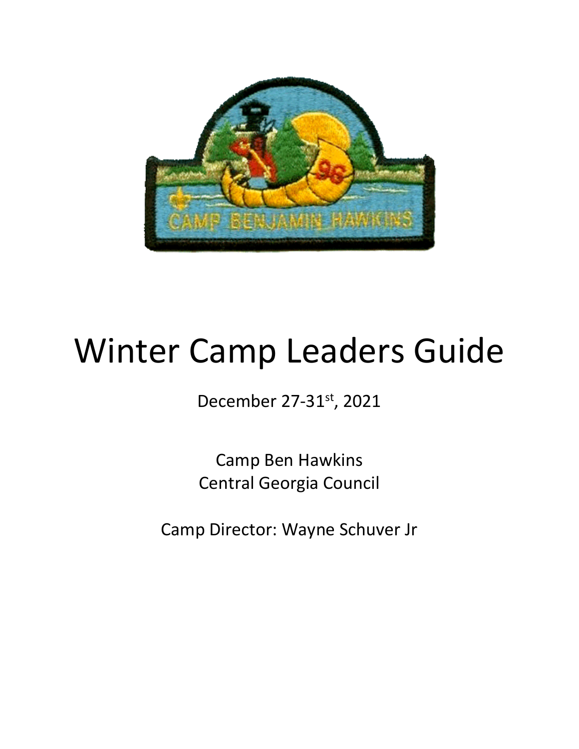# Winter Camp Leaders Guide

December 27-31st, 2021

Camp Ben Hawkins
Central Georgia Council

Camp Director: Wayne Schuver Jr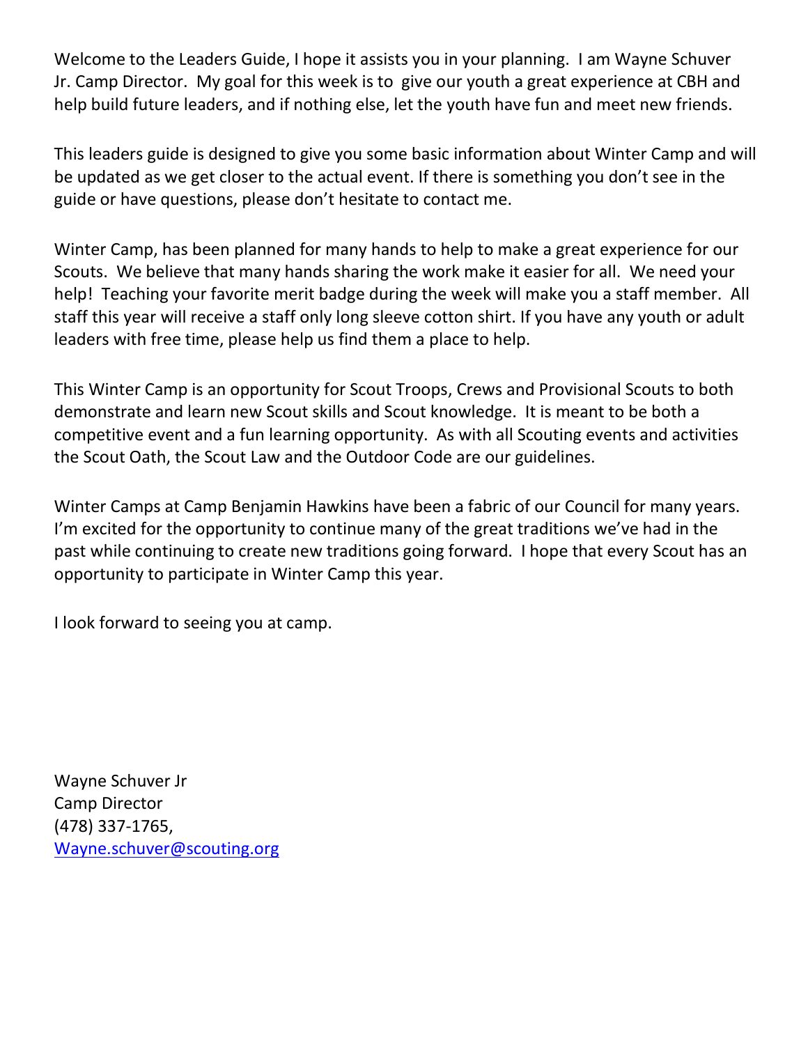Welcome to the Leaders Guide, I hope it assists you in your planning. I am Wayne Schuver Jr. Camp Director. My goal for this week is to give our youth a great experience at CBH and help build future leaders, and if nothing else, let the youth have fun and meet new friends.

This leaders guide is designed to give you some basic information about Winter Camp and will be updated as we get closer to the actual event. If there is something you don't see in the guide or have questions, please don't hesitate to contact me.

Winter Camp, has been planned for many hands to help to make a great experience for our Scouts. We believe that many hands sharing the work make it easier for all. We need your help! Teaching your favorite merit badge during the week will make you a staff member. All staff this year will receive a staff only long sleeve cotton shirt. If you have any youth or adult leaders with free time, please help us find them a place to help.

This Winter Camp is an opportunity for Scout Troops, Crews and Provisional Scouts to both demonstrate and learn new Scout skills and Scout knowledge. It is meant to be both a competitive event and a fun learning opportunity. As with all Scouting events and activities the Scout Oath, the Scout Law and the Outdoor Code are our guidelines.

Winter Camps at Camp Benjamin Hawkins have been a fabric of our Council for many years. I'm excited for the opportunity to continue many of the great traditions we've had in the past while continuing to create new traditions going forward. I hope that every Scout has an opportunity to participate in Winter Camp this year.

I look forward to seeing you at camp.

Wayne Schuver Jr  
Camp Director  
(478) 337-1765,  
[Wayne.schuver@scouting.org](mailto:Wayne.schuver@scouting.org)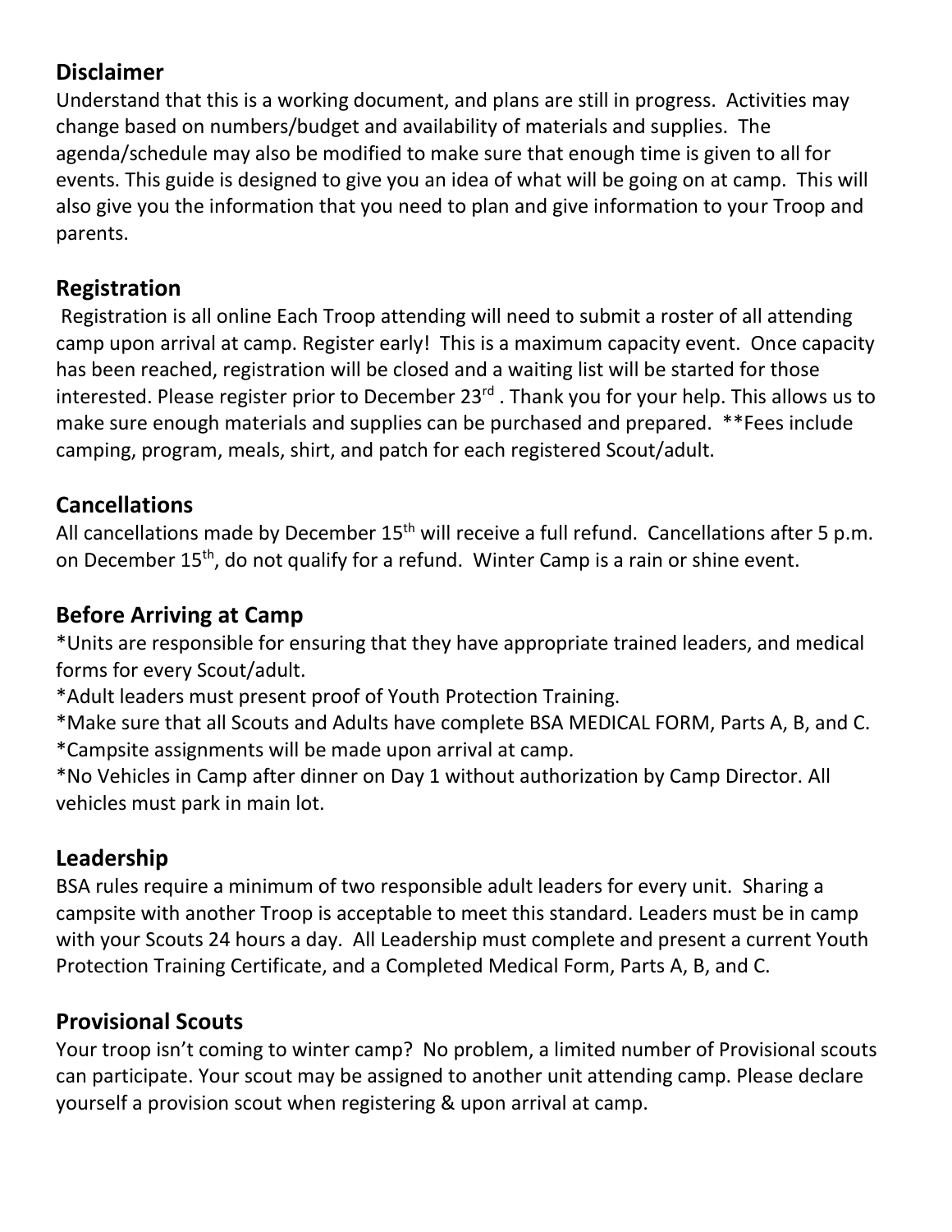## Disclaimer

Understand that this is a working document, and plans are still in progress. Activities may change based on numbers/budget and availability of materials and supplies. The agenda/schedule may also be modified to make sure that enough time is given to all for events. This guide is designed to give you an idea of what will be going on at camp. This will also give you the information that you need to plan and give information to your Troop and parents.

## Registration

Registration is all online Each Troop attending will need to submit a roster of all attending camp upon arrival at camp. Register early! This is a maximum capacity event. Once capacity has been reached, registration will be closed and a waiting list will be started for those interested. Please register prior to December 23rd . Thank you for your help. This allows us to make sure enough materials and supplies can be purchased and prepared. **Fees include camping, program, meals, shirt, and patch for each registered Scout/adult.

## Cancellations

All cancellations made by December 15th will receive a full refund. Cancellations after 5 p.m. on December 15th, do not qualify for a refund. Winter Camp is a rain or shine event.

## Before Arriving at Camp

*Units are responsible for ensuring that they have appropriate trained leaders, and medical forms for every Scout/adult.
*Adult leaders must present proof of Youth Protection Training.
*Make sure that all Scouts and Adults have complete BSA MEDICAL FORM, Parts A, B, and C.
*Campsite assignments will be made upon arrival at camp.
*No Vehicles in Camp after dinner on Day 1 without authorization by Camp Director. All vehicles must park in main lot.

## Leadership

BSA rules require a minimum of two responsible adult leaders for every unit. Sharing a campsite with another Troop is acceptable to meet this standard. Leaders must be in camp with your Scouts 24 hours a day. All Leadership must complete and present a current Youth Protection Training Certificate, and a Completed Medical Form, Parts A, B, and C.

## Provisional Scouts

Your troop isn't coming to winter camp? No problem, a limited number of Provisional scouts can participate. Your scout may be assigned to another unit attending camp. Please declare yourself a provision scout when registering & upon arrival at camp.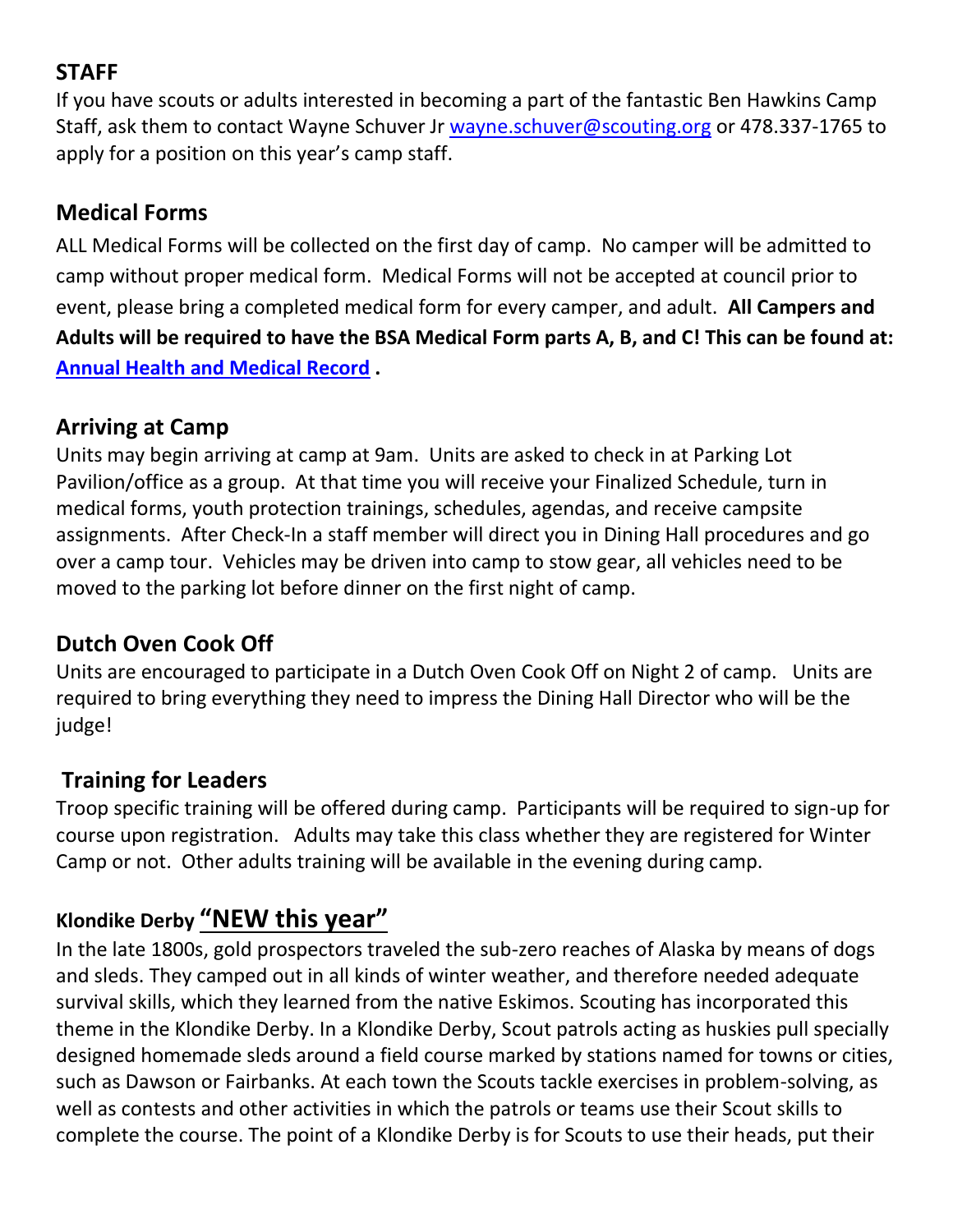## STAFF

If you have scouts or adults interested in becoming a part of the fantastic Ben Hawkins Camp Staff, ask them to contact Wayne Schuver Jr [wayne.schuver@scouting.org](mailto:wayne.schuver@scouting.org) or 478.337-1765 to apply for a position on this year's camp staff.

## Medical Forms

ALL Medical Forms will be collected on the first day of camp. No camper will be admitted to camp without proper medical form. Medical Forms will not be accepted at council prior to event, please bring a completed medical form for every camper, and adult. **All Campers and Adults will be required to have the BSA Medical Form parts A, B, and C! This can be found at: [Annual Health and Medical Record](#) .**

## Arriving at Camp

Units may begin arriving at camp at 9am. Units are asked to check in at Parking Lot Pavilion/office as a group. At that time you will receive your Finalized Schedule, turn in medical forms, youth protection trainings, schedules, agendas, and receive campsite assignments. After Check-In a staff member will direct you in Dining Hall procedures and go over a camp tour. Vehicles may be driven into camp to stow gear, all vehicles need to be moved to the parking lot before dinner on the first night of camp.

## Dutch Oven Cook Off

Units are encouraged to participate in a Dutch Oven Cook Off on Night 2 of camp. Units are required to bring everything they need to impress the Dining Hall Director who will be the judge!

## Training for Leaders

Troop specific training will be offered during camp. Participants will be required to sign-up for course upon registration. Adults may take this class whether they are registered for Winter Camp or not. Other adults training will be available in the evening during camp.

## Klondike Derby "NEW this year"

In the late 1800s, gold prospectors traveled the sub-zero reaches of Alaska by means of dogs and sleds. They camped out in all kinds of winter weather, and therefore needed adequate survival skills, which they learned from the native Eskimos. Scouting has incorporated this theme in the Klondike Derby. In a Klondike Derby, Scout patrols acting as huskies pull specially designed homemade sleds around a field course marked by stations named for towns or cities, such as Dawson or Fairbanks. At each town the Scouts tackle exercises in problem-solving, as well as contests and other activities in which the patrols or teams use their Scout skills to complete the course. The point of a Klondike Derby is for Scouts to use their heads, put their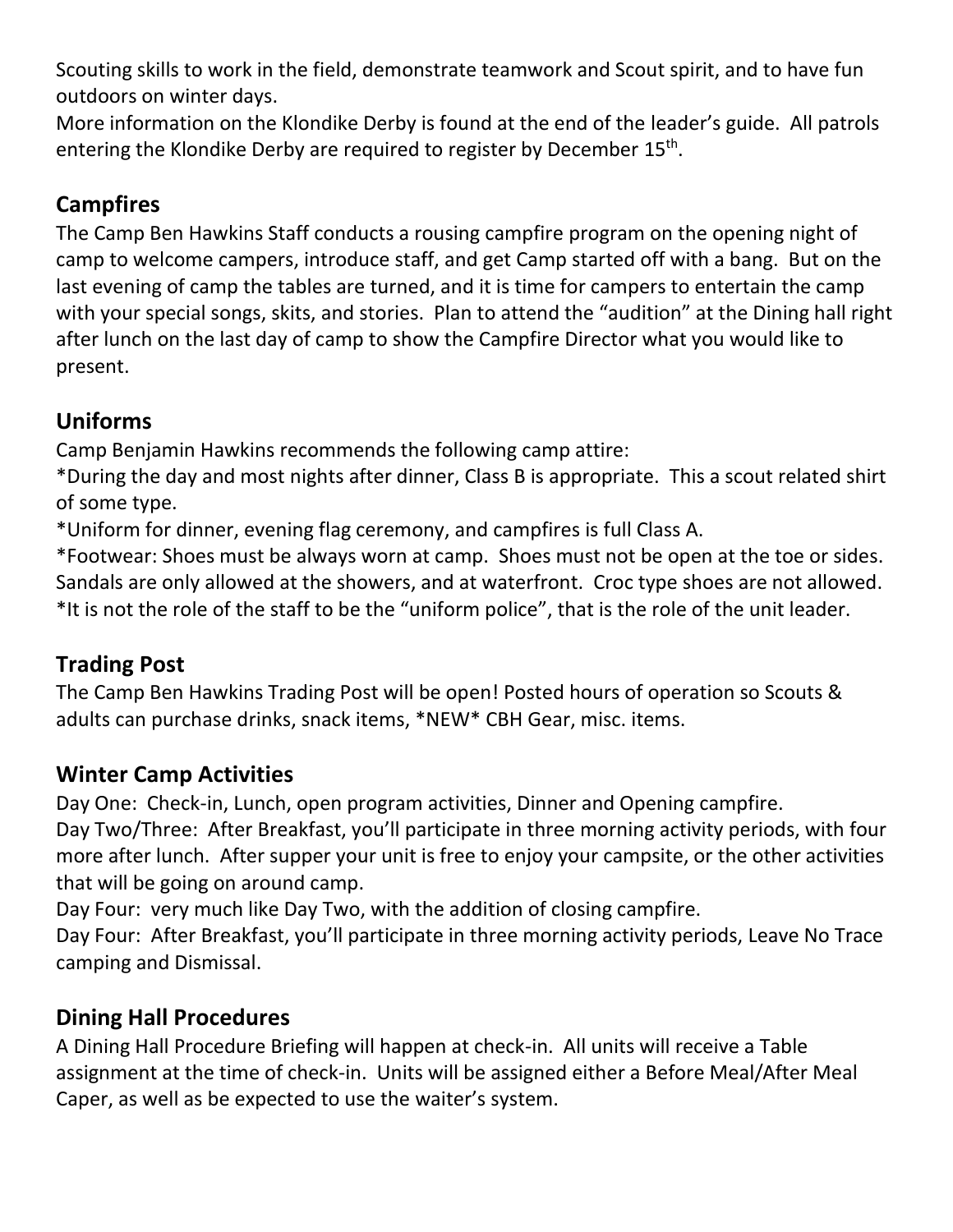Scouting skills to work in the field, demonstrate teamwork and Scout spirit, and to have fun outdoors on winter days.

More information on the Klondike Derby is found at the end of the leader's guide. All patrols entering the Klondike Derby are required to register by December 15th.

## Campfires

The Camp Ben Hawkins Staff conducts a rousing campfire program on the opening night of camp to welcome campers, introduce staff, and get Camp started off with a bang. But on the last evening of camp the tables are turned, and it is time for campers to entertain the camp with your special songs, skits, and stories. Plan to attend the "audition" at the Dining hall right after lunch on the last day of camp to show the Campfire Director what you would like to present.

## Uniforms

Camp Benjamin Hawkins recommends the following camp attire:

*During the day and most nights after dinner, Class B is appropriate. This a scout related shirt of some type.

*Uniform for dinner, evening flag ceremony, and campfires is full Class A.

*Footwear: Shoes must be always worn at camp. Shoes must not be open at the toe or sides. Sandals are only allowed at the showers, and at waterfront. Croc type shoes are not allowed.

*It is not the role of the staff to be the "uniform police", that is the role of the unit leader.

## Trading Post

The Camp Ben Hawkins Trading Post will be open! Posted hours of operation so Scouts & adults can purchase drinks, snack items, *NEW* CBH Gear, misc. items.

## Winter Camp Activities

Day One: Check-in, Lunch, open program activities, Dinner and Opening campfire.

Day Two/Three: After Breakfast, you'll participate in three morning activity periods, with four more after lunch. After supper your unit is free to enjoy your campsite, or the other activities that will be going on around camp.

Day Four: very much like Day Two, with the addition of closing campfire.

Day Four: After Breakfast, you'll participate in three morning activity periods, Leave No Trace camping and Dismissal.

## Dining Hall Procedures

A Dining Hall Procedure Briefing will happen at check-in. All units will receive a Table assignment at the time of check-in. Units will be assigned either a Before Meal/After Meal Caper, as well as be expected to use the waiter's system.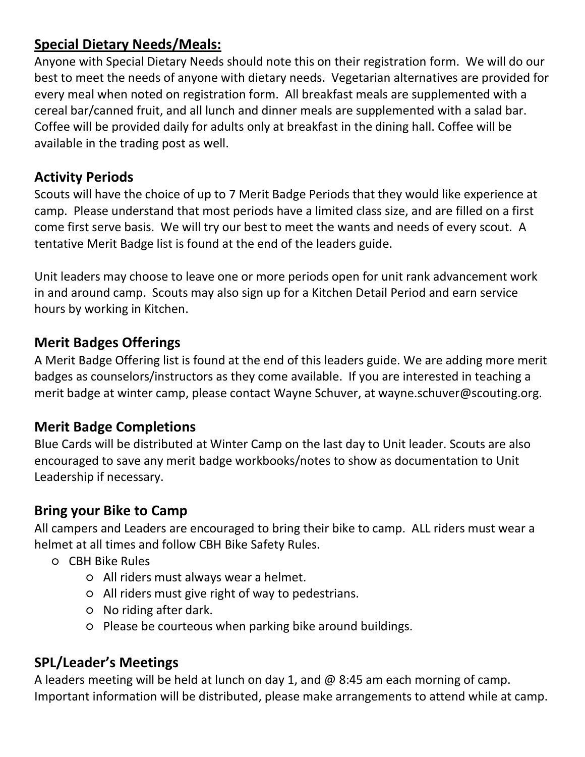## Special Dietary Needs/Meals:

Anyone with Special Dietary Needs should note this on their registration form. We will do our best to meet the needs of anyone with dietary needs. Vegetarian alternatives are provided for every meal when noted on registration form. All breakfast meals are supplemented with a cereal bar/canned fruit, and all lunch and dinner meals are supplemented with a salad bar. Coffee will be provided daily for adults only at breakfast in the dining hall. Coffee will be available in the trading post as well.

## Activity Periods

Scouts will have the choice of up to 7 Merit Badge Periods that they would like experience at camp. Please understand that most periods have a limited class size, and are filled on a first come first serve basis. We will try our best to meet the wants and needs of every scout. A tentative Merit Badge list is found at the end of the leaders guide.

Unit leaders may choose to leave one or more periods open for unit rank advancement work in and around camp. Scouts may also sign up for a Kitchen Detail Period and earn service hours by working in Kitchen.

## Merit Badges Offerings

A Merit Badge Offering list is found at the end of this leaders guide. We are adding more merit badges as counselors/instructors as they come available. If you are interested in teaching a merit badge at winter camp, please contact Wayne Schuver, at wayne.schuver@scouting.org.

## Merit Badge Completions

Blue Cards will be distributed at Winter Camp on the last day to Unit leader. Scouts are also encouraged to save any merit badge workbooks/notes to show as documentation to Unit Leadership if necessary.

## Bring your Bike to Camp

All campers and Leaders are encouraged to bring their bike to camp. ALL riders must wear a helmet at all times and follow CBH Bike Safety Rules.

- CBH Bike Rules
  - All riders must always wear a helmet.
  - All riders must give right of way to pedestrians.
  - No riding after dark.
  - Please be courteous when parking bike around buildings.

## SPL/Leader's Meetings

A leaders meeting will be held at lunch on day 1, and @ 8:45 am each morning of camp. Important information will be distributed, please make arrangements to attend while at camp.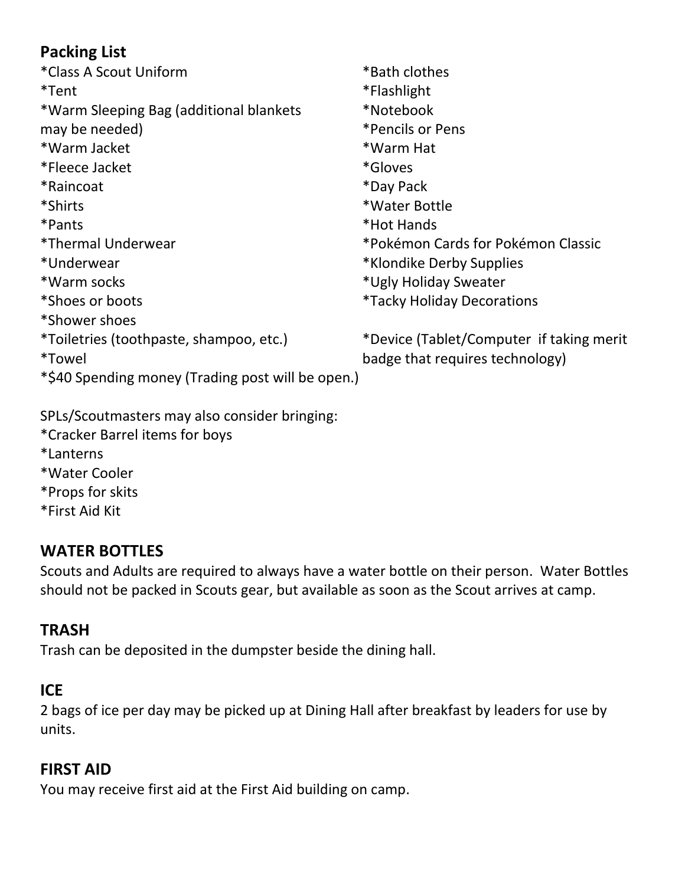## Packing List

*Class A Scout Uniform
*Tent
*Warm Sleeping Bag (additional blankets may be needed)
*Warm Jacket
*Fleece Jacket
*Raincoat
*Shirts
*Pants
*Thermal Underwear
*Underwear
*Warm socks
*Shoes or boots
*Shower shoes
*Toiletries (toothpaste, shampoo, etc.)
*Towel
*$40 Spending money (Trading post will be open.)
*Bath clothes
*Flashlight
*Notebook
*Pencils or Pens
*Warm Hat
*Gloves
*Day Pack
*Water Bottle
*Hot Hands
*Pokémon Cards for Pokémon Classic
*Klondike Derby Supplies
*Ugly Holiday Sweater
*Tacky Holiday Decorations

*Device (Tablet/Computer if taking merit badge that requires technology)

SPLs/Scoutmasters may also consider bringing:
*Cracker Barrel items for boys
*Lanterns
*Water Cooler
*Props for skits
*First Aid Kit

## WATER BOTTLES

Scouts and Adults are required to always have a water bottle on their person. Water Bottles should not be packed in Scouts gear, but available as soon as the Scout arrives at camp.

## TRASH

Trash can be deposited in the dumpster beside the dining hall.

## ICE

2 bags of ice per day may be picked up at Dining Hall after breakfast by leaders for use by units.

## FIRST AID

You may receive first aid at the First Aid building on camp.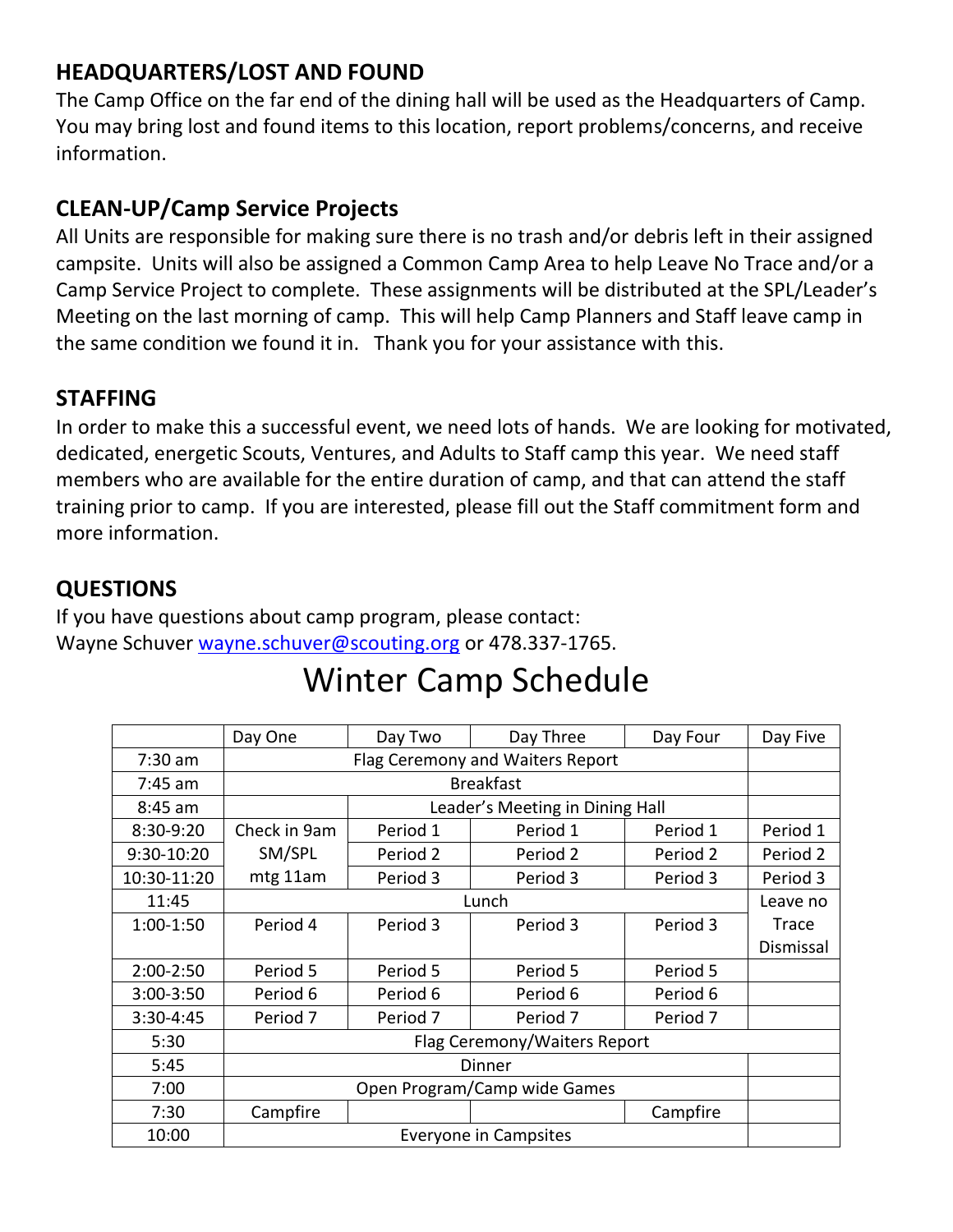## HEADQUARTERS/LOST AND FOUND

The Camp Office on the far end of the dining hall will be used as the Headquarters of Camp. You may bring lost and found items to this location, report problems/concerns, and receive information.

## CLEAN-UP/Camp Service Projects

All Units are responsible for making sure there is no trash and/or debris left in their assigned campsite. Units will also be assigned a Common Camp Area to help Leave No Trace and/or a Camp Service Project to complete. These assignments will be distributed at the SPL/Leader's Meeting on the last morning of camp. This will help Camp Planners and Staff leave camp in the same condition we found it in. Thank you for your assistance with this.

## STAFFING

In order to make this a successful event, we need lots of hands. We are looking for motivated, dedicated, energetic Scouts, Ventures, and Adults to Staff camp this year. We need staff members who are available for the entire duration of camp, and that can attend the staff training prior to camp. If you are interested, please fill out the Staff commitment form and more information.

## QUESTIONS

If you have questions about camp program, please contact:
Wayne Schuver wayne.schuver@scouting.org or 478.337-1765.

# Winter Camp Schedule

| | Day One | Day Two | Day Three | Day Four | Day Five |
|---|---|---|---|---|---|
| 7:30 am | Flag Ceremony and Waiters Report | | | | |
| 7:45 am | Breakfast | | | | |
| 8:45 am | | Leader's Meeting in Dining Hall | | | |
| 8:30-9:20 | Check in 9am | Period 1 | Period 1 | Period 1 | Period 1 |
| 9:30-10:20 | SM/SPL | Period 2 | Period 2 | Period 2 | Period 2 |
| 10:30-11:20 | mtg 11am | Period 3 | Period 3 | Period 3 | Period 3 |
| 11:45 | Lunch | | | | Leave no Trace Dismissal |
| 1:00-1:50 | Period 4 | Period 3 | Period 3 | Period 3 | |
| 2:00-2:50 | Period 5 | Period 5 | Period 5 | Period 5 | |
| 3:00-3:50 | Period 6 | Period 6 | Period 6 | Period 6 | |
| 3:30-4:45 | Period 7 | Period 7 | Period 7 | Period 7 | |
| 5:30 | Flag Ceremony/Waiters Report | | | | |
| 5:45 | Dinner | | | | |
| 7:00 | Open Program/Camp wide Games | | | | |
| 7:30 | Campfire | | | Campfire | |
| 10:00 | Everyone in Campsites | | | | |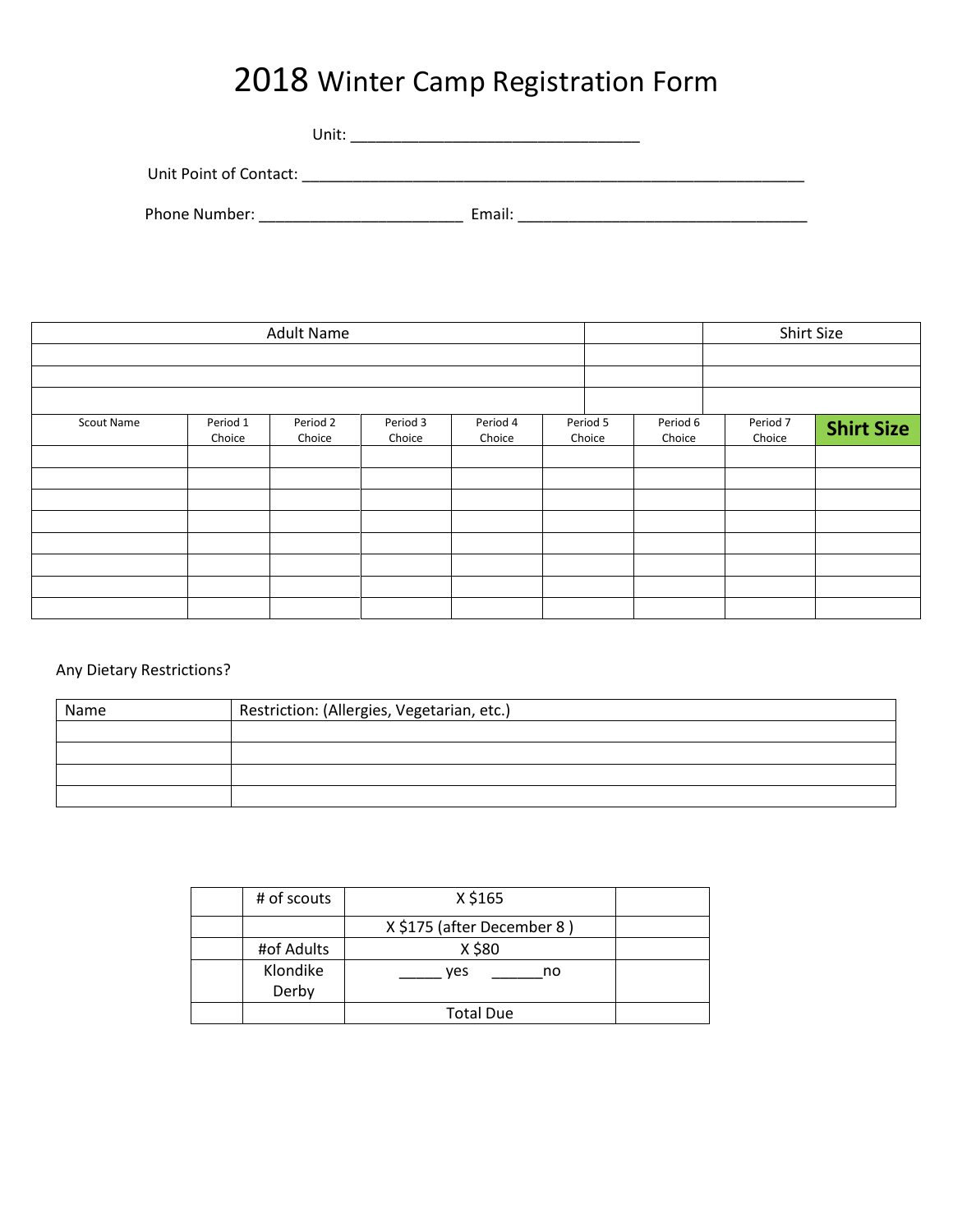# 2018 Winter Camp Registration Form

Unit: _________________________________

Unit Point of Contact: ____________________________________________________________

Phone Number: ________________________ Email: __________________________________

| Adult Name | | Shirt Size |
|---|---|---|
| | | |
| | | |
| | | |

| Scout Name | Period 1 Choice | Period 2 Choice | Period 3 Choice | Period 4 Choice | Period 5 Choice | Period 6 Choice | Period 7 Choice | **Shirt Size** |
|---|---|---|---|---|---|---|---|---|
| | | | | | | | | |
| | | | | | | | | |
| | | | | | | | | |
| | | | | | | | | |
| | | | | | | | | |
| | | | | | | | | |
| | | | | | | | | |
| | | | | | | | | |

Any Dietary Restrictions?

| Name | Restriction: (Allergies, Vegetarian, etc.) |
|---|---|
| | |
| | |
| | |
| | |

| | # of scouts | X $165 | |
|---|---|---|---|
| | | X $175 (after December 8 ) | |
| | #of Adults | X $80 | |
| | Klondike Derby | _____ yes ______no | |
| | | Total Due | |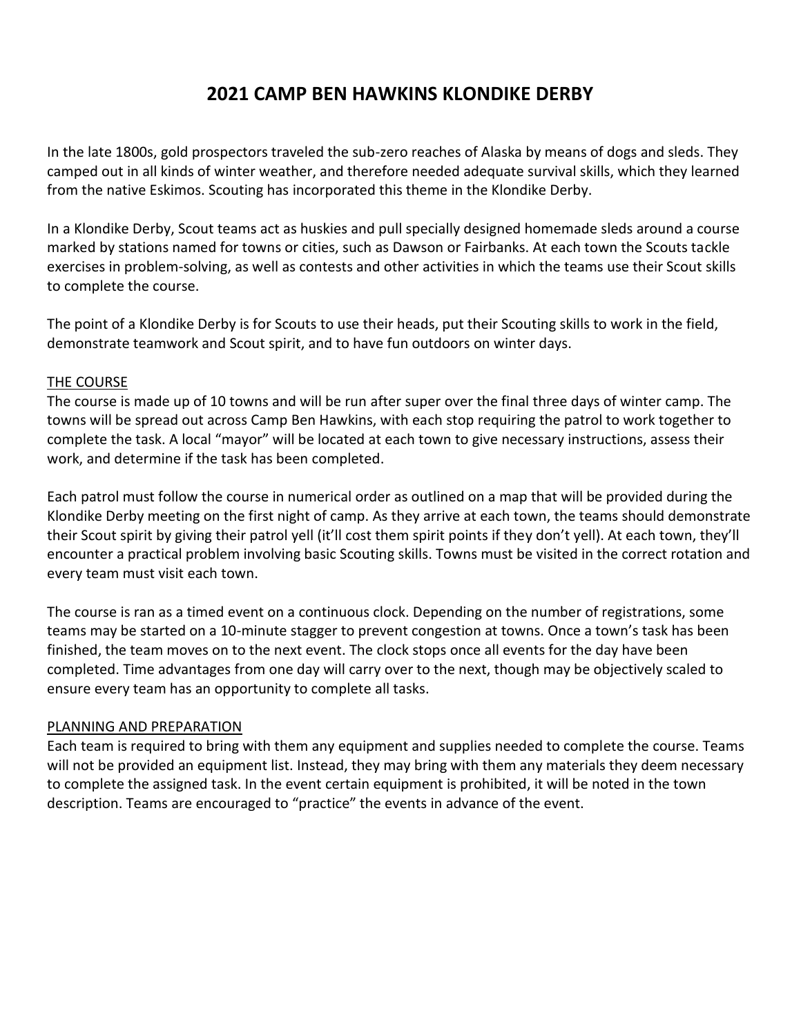# 2021 CAMP BEN HAWKINS KLONDIKE DERBY

In the late 1800s, gold prospectors traveled the sub-zero reaches of Alaska by means of dogs and sleds. They camped out in all kinds of winter weather, and therefore needed adequate survival skills, which they learned from the native Eskimos. Scouting has incorporated this theme in the Klondike Derby.

In a Klondike Derby, Scout teams act as huskies and pull specially designed homemade sleds around a course marked by stations named for towns or cities, such as Dawson or Fairbanks. At each town the Scouts tackle exercises in problem-solving, as well as contests and other activities in which the teams use their Scout skills to complete the course.

The point of a Klondike Derby is for Scouts to use their heads, put their Scouting skills to work in the field, demonstrate teamwork and Scout spirit, and to have fun outdoors on winter days.

## THE COURSE

The course is made up of 10 towns and will be run after super over the final three days of winter camp. The towns will be spread out across Camp Ben Hawkins, with each stop requiring the patrol to work together to complete the task. A local "mayor" will be located at each town to give necessary instructions, assess their work, and determine if the task has been completed.

Each patrol must follow the course in numerical order as outlined on a map that will be provided during the Klondike Derby meeting on the first night of camp. As they arrive at each town, the teams should demonstrate their Scout spirit by giving their patrol yell (it'll cost them spirit points if they don't yell). At each town, they'll encounter a practical problem involving basic Scouting skills. Towns must be visited in the correct rotation and every team must visit each town.

The course is ran as a timed event on a continuous clock. Depending on the number of registrations, some teams may be started on a 10-minute stagger to prevent congestion at towns. Once a town's task has been finished, the team moves on to the next event. The clock stops once all events for the day have been completed. Time advantages from one day will carry over to the next, though may be objectively scaled to ensure every team has an opportunity to complete all tasks.

## PLANNING AND PREPARATION

Each team is required to bring with them any equipment and supplies needed to complete the course. Teams will not be provided an equipment list. Instead, they may bring with them any materials they deem necessary to complete the assigned task. In the event certain equipment is prohibited, it will be noted in the town description. Teams are encouraged to "practice" the events in advance of the event.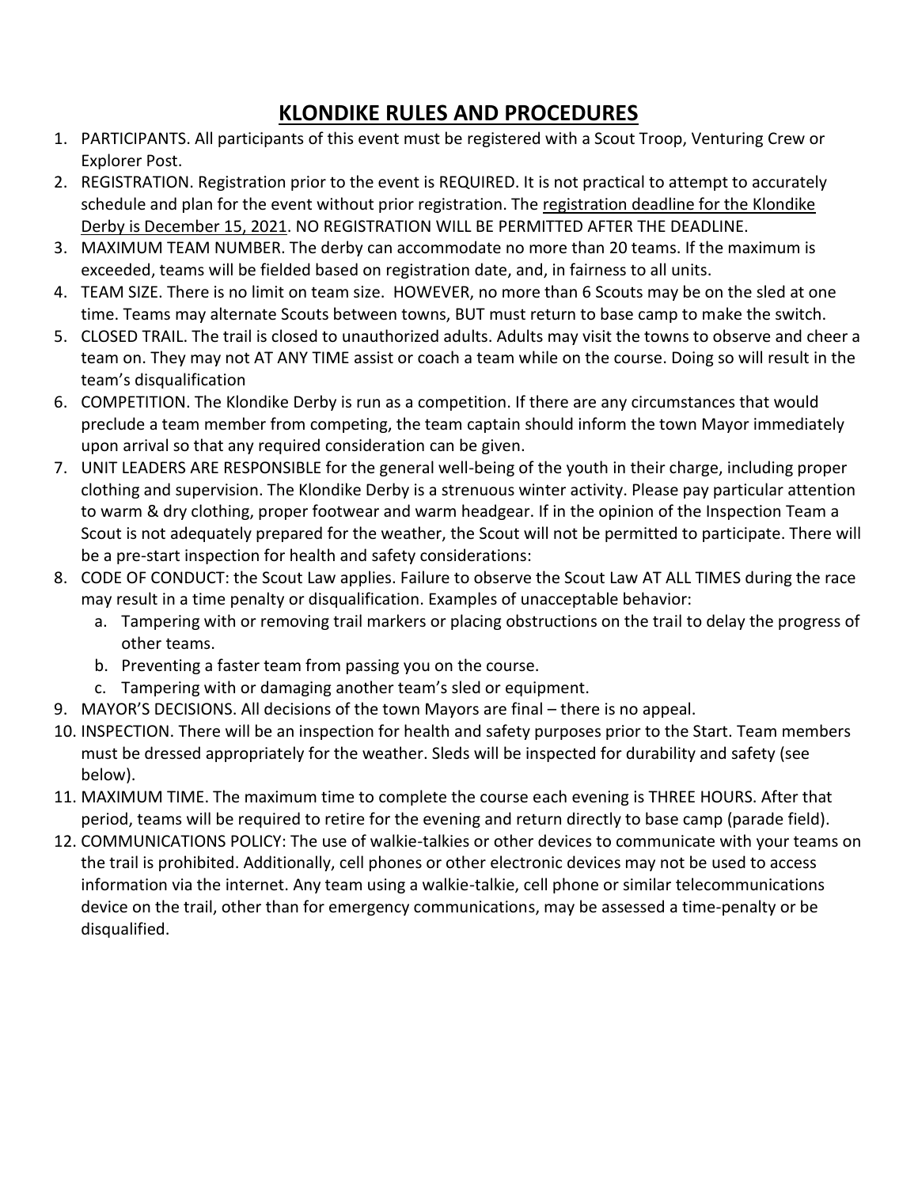# KLONDIKE RULES AND PROCEDURES

1. PARTICIPANTS. All participants of this event must be registered with a Scout Troop, Venturing Crew or Explorer Post.
2. REGISTRATION. Registration prior to the event is REQUIRED. It is not practical to attempt to accurately schedule and plan for the event without prior registration. The <u>registration deadline for the Klondike Derby is December 15, 2021</u>. NO REGISTRATION WILL BE PERMITTED AFTER THE DEADLINE.
3. MAXIMUM TEAM NUMBER. The derby can accommodate no more than 20 teams. If the maximum is exceeded, teams will be fielded based on registration date, and, in fairness to all units.
4. TEAM SIZE. There is no limit on team size. HOWEVER, no more than 6 Scouts may be on the sled at one time. Teams may alternate Scouts between towns, BUT must return to base camp to make the switch.
5. CLOSED TRAIL. The trail is closed to unauthorized adults. Adults may visit the towns to observe and cheer a team on. They may not AT ANY TIME assist or coach a team while on the course. Doing so will result in the team's disqualification
6. COMPETITION. The Klondike Derby is run as a competition. If there are any circumstances that would preclude a team member from competing, the team captain should inform the town Mayor immediately upon arrival so that any required consideration can be given.
7. UNIT LEADERS ARE RESPONSIBLE for the general well-being of the youth in their charge, including proper clothing and supervision. The Klondike Derby is a strenuous winter activity. Please pay particular attention to warm & dry clothing, proper footwear and warm headgear. If in the opinion of the Inspection Team a Scout is not adequately prepared for the weather, the Scout will not be permitted to participate. There will be a pre-start inspection for health and safety considerations:
8. CODE OF CONDUCT: the Scout Law applies. Failure to observe the Scout Law AT ALL TIMES during the race may result in a time penalty or disqualification. Examples of unacceptable behavior:
   a. Tampering with or removing trail markers or placing obstructions on the trail to delay the progress of other teams.
   b. Preventing a faster team from passing you on the course.
   c. Tampering with or damaging another team's sled or equipment.
9. MAYOR'S DECISIONS. All decisions of the town Mayors are final – there is no appeal.
10. INSPECTION. There will be an inspection for health and safety purposes prior to the Start. Team members must be dressed appropriately for the weather. Sleds will be inspected for durability and safety (see below).
11. MAXIMUM TIME. The maximum time to complete the course each evening is THREE HOURS. After that period, teams will be required to retire for the evening and return directly to base camp (parade field).
12. COMMUNICATIONS POLICY: The use of walkie-talkies or other devices to communicate with your teams on the trail is prohibited. Additionally, cell phones or other electronic devices may not be used to access information via the internet. Any team using a walkie-talkie, cell phone or similar telecommunications device on the trail, other than for emergency communications, may be assessed a time-penalty or be disqualified.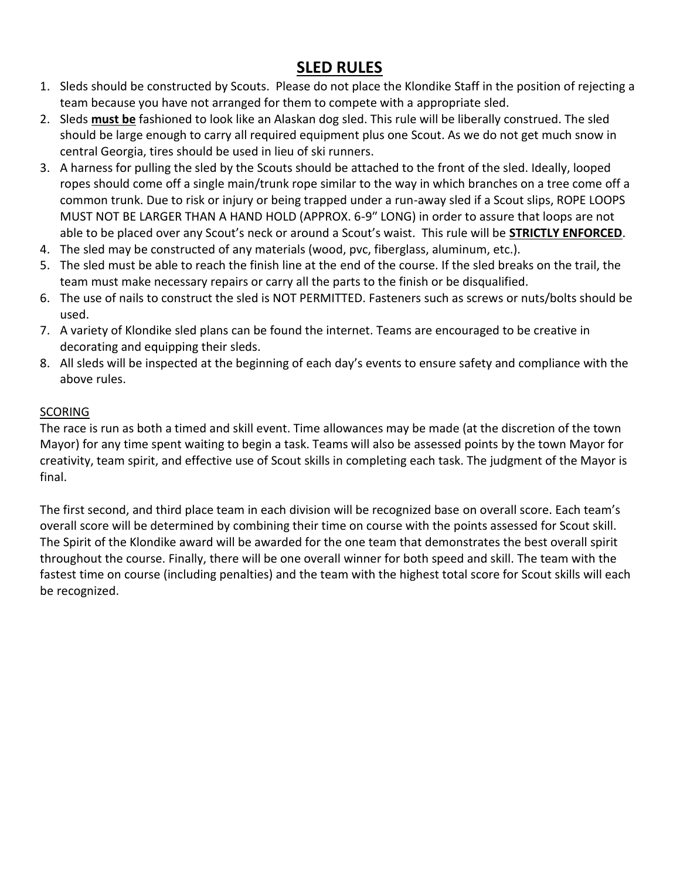# SLED RULES

1. Sleds should be constructed by Scouts. Please do not place the Klondike Staff in the position of rejecting a team because you have not arranged for them to compete with a appropriate sled.
2. Sleds **must be** fashioned to look like an Alaskan dog sled. This rule will be liberally construed. The sled should be large enough to carry all required equipment plus one Scout. As we do not get much snow in central Georgia, tires should be used in lieu of ski runners.
3. A harness for pulling the sled by the Scouts should be attached to the front of the sled. Ideally, looped ropes should come off a single main/trunk rope similar to the way in which branches on a tree come off a common trunk. Due to risk or injury or being trapped under a run-away sled if a Scout slips, ROPE LOOPS MUST NOT BE LARGER THAN A HAND HOLD (APPROX. 6-9" LONG) in order to assure that loops are not able to be placed over any Scout's neck or around a Scout's waist. This rule will be **STRICTLY ENFORCED**.
4. The sled may be constructed of any materials (wood, pvc, fiberglass, aluminum, etc.).
5. The sled must be able to reach the finish line at the end of the course. If the sled breaks on the trail, the team must make necessary repairs or carry all the parts to the finish or be disqualified.
6. The use of nails to construct the sled is NOT PERMITTED. Fasteners such as screws or nuts/bolts should be used.
7. A variety of Klondike sled plans can be found the internet. Teams are encouraged to be creative in decorating and equipping their sleds.
8. All sleds will be inspected at the beginning of each day's events to ensure safety and compliance with the above rules.

## SCORING

The race is run as both a timed and skill event. Time allowances may be made (at the discretion of the town Mayor) for any time spent waiting to begin a task. Teams will also be assessed points by the town Mayor for creativity, team spirit, and effective use of Scout skills in completing each task. The judgment of the Mayor is final.

The first second, and third place team in each division will be recognized base on overall score. Each team's overall score will be determined by combining their time on course with the points assessed for Scout skill. The Spirit of the Klondike award will be awarded for the one team that demonstrates the best overall spirit throughout the course. Finally, there will be one overall winner for both speed and skill. The team with the fastest time on course (including penalties) and the team with the highest total score for Scout skills will each be recognized.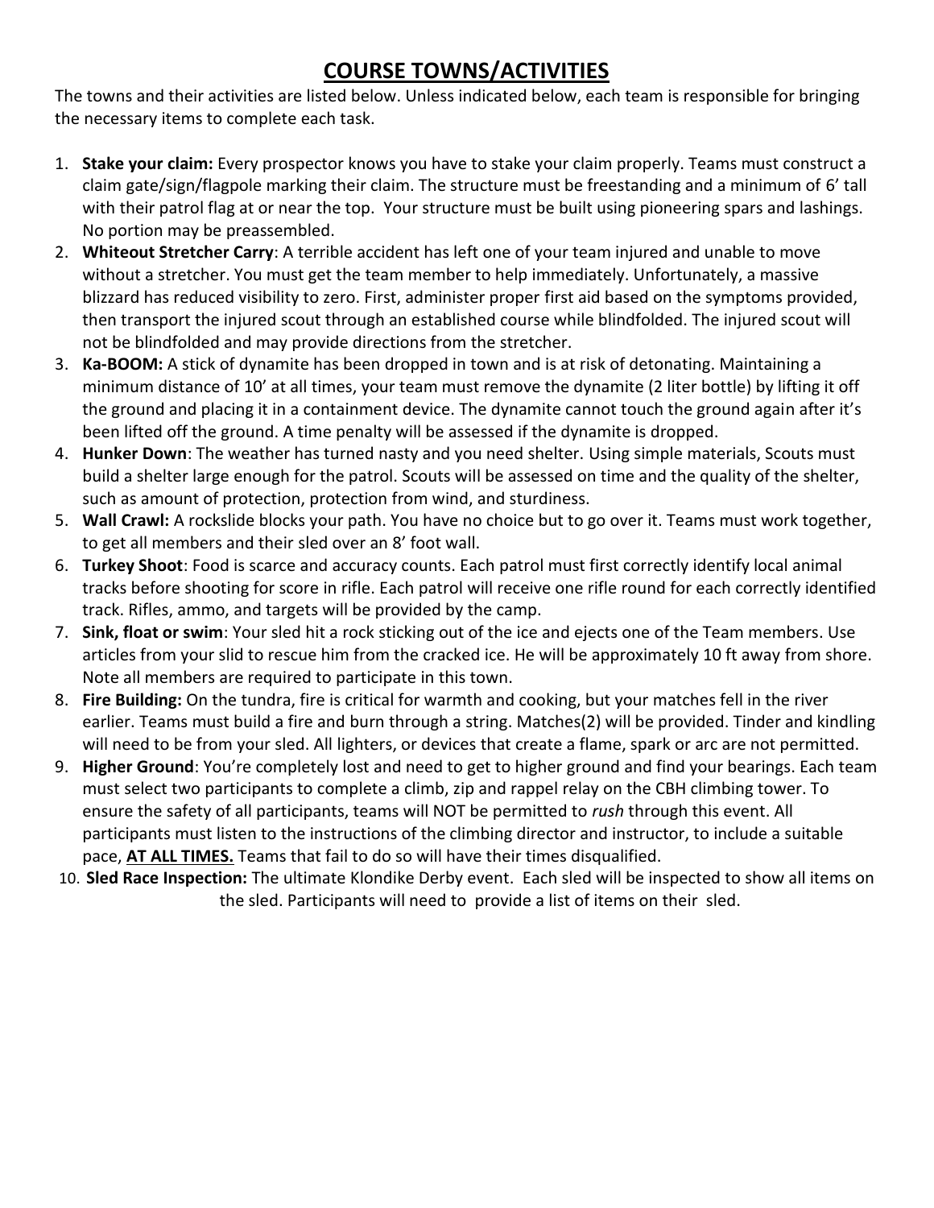# COURSE TOWNS/ACTIVITIES

The towns and their activities are listed below. Unless indicated below, each team is responsible for bringing the necessary items to complete each task.

1. **Stake your claim:** Every prospector knows you have to stake your claim properly. Teams must construct a claim gate/sign/flagpole marking their claim. The structure must be freestanding and a minimum of 6' tall with their patrol flag at or near the top. Your structure must be built using pioneering spars and lashings. No portion may be preassembled.
2. **Whiteout Stretcher Carry**: A terrible accident has left one of your team injured and unable to move without a stretcher. You must get the team member to help immediately. Unfortunately, a massive blizzard has reduced visibility to zero. First, administer proper first aid based on the symptoms provided, then transport the injured scout through an established course while blindfolded. The injured scout will not be blindfolded and may provide directions from the stretcher.
3. **Ka-BOOM:** A stick of dynamite has been dropped in town and is at risk of detonating. Maintaining a minimum distance of 10' at all times, your team must remove the dynamite (2 liter bottle) by lifting it off the ground and placing it in a containment device. The dynamite cannot touch the ground again after it's been lifted off the ground. A time penalty will be assessed if the dynamite is dropped.
4. **Hunker Down**: The weather has turned nasty and you need shelter. Using simple materials, Scouts must build a shelter large enough for the patrol. Scouts will be assessed on time and the quality of the shelter, such as amount of protection, protection from wind, and sturdiness.
5. **Wall Crawl:** A rockslide blocks your path. You have no choice but to go over it. Teams must work together, to get all members and their sled over an 8' foot wall.
6. **Turkey Shoot**: Food is scarce and accuracy counts. Each patrol must first correctly identify local animal tracks before shooting for score in rifle. Each patrol will receive one rifle round for each correctly identified track. Rifles, ammo, and targets will be provided by the camp.
7. **Sink, float or swim**: Your sled hit a rock sticking out of the ice and ejects one of the Team members. Use articles from your slid to rescue him from the cracked ice. He will be approximately 10 ft away from shore. Note all members are required to participate in this town.
8. **Fire Building:** On the tundra, fire is critical for warmth and cooking, but your matches fell in the river earlier. Teams must build a fire and burn through a string. Matches(2) will be provided. Tinder and kindling will need to be from your sled. All lighters, or devices that create a flame, spark or arc are not permitted.
9. **Higher Ground**: You're completely lost and need to get to higher ground and find your bearings. Each team must select two participants to complete a climb, zip and rappel relay on the CBH climbing tower. To ensure the safety of all participants, teams will NOT be permitted to *rush* through this event. All participants must listen to the instructions of the climbing director and instructor, to include a suitable pace, **AT ALL TIMES.** Teams that fail to do so will have their times disqualified.
10. **Sled Race Inspection:** The ultimate Klondike Derby event. Each sled will be inspected to show all items on the sled. Participants will need to provide a list of items on their sled.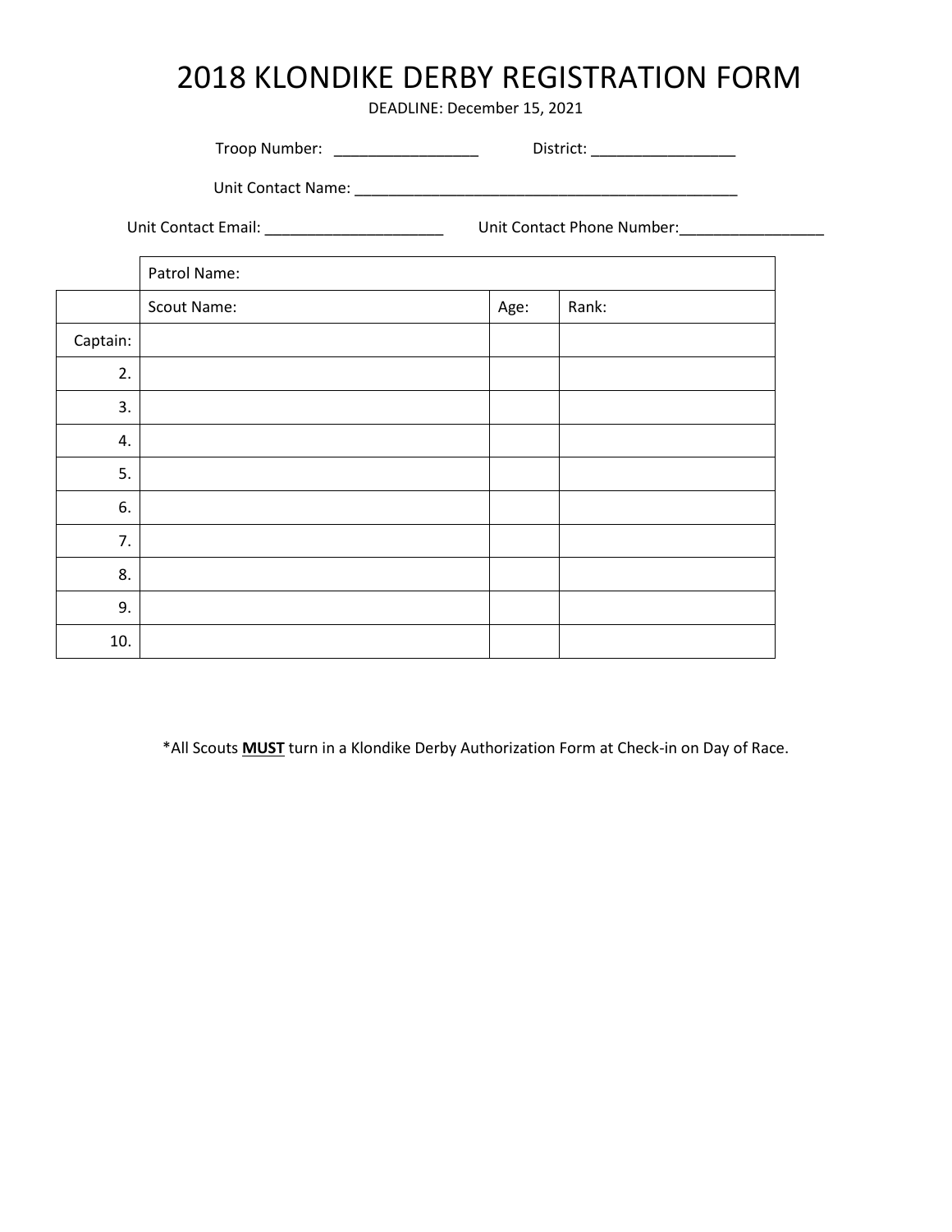# 2018 KLONDIKE DERBY REGISTRATION FORM

DEADLINE: December 15, 2021

Troop Number: _________________ District: _________________

Unit Contact Name: _______________________________________________

Unit Contact Email: ______________________ Unit Contact Phone Number:_________________

| | Patrol Name: | | |
|---|---|---|---|
| | Scout Name: | Age: | Rank: |
| Captain: | | | |
| 2. | | | |
| 3. | | | |
| 4. | | | |
| 5. | | | |
| 6. | | | |
| 7. | | | |
| 8. | | | |
| 9. | | | |
| 10. | | | |

*All Scouts **MUST** turn in a Klondike Derby Authorization Form at Check-in on Day of Race.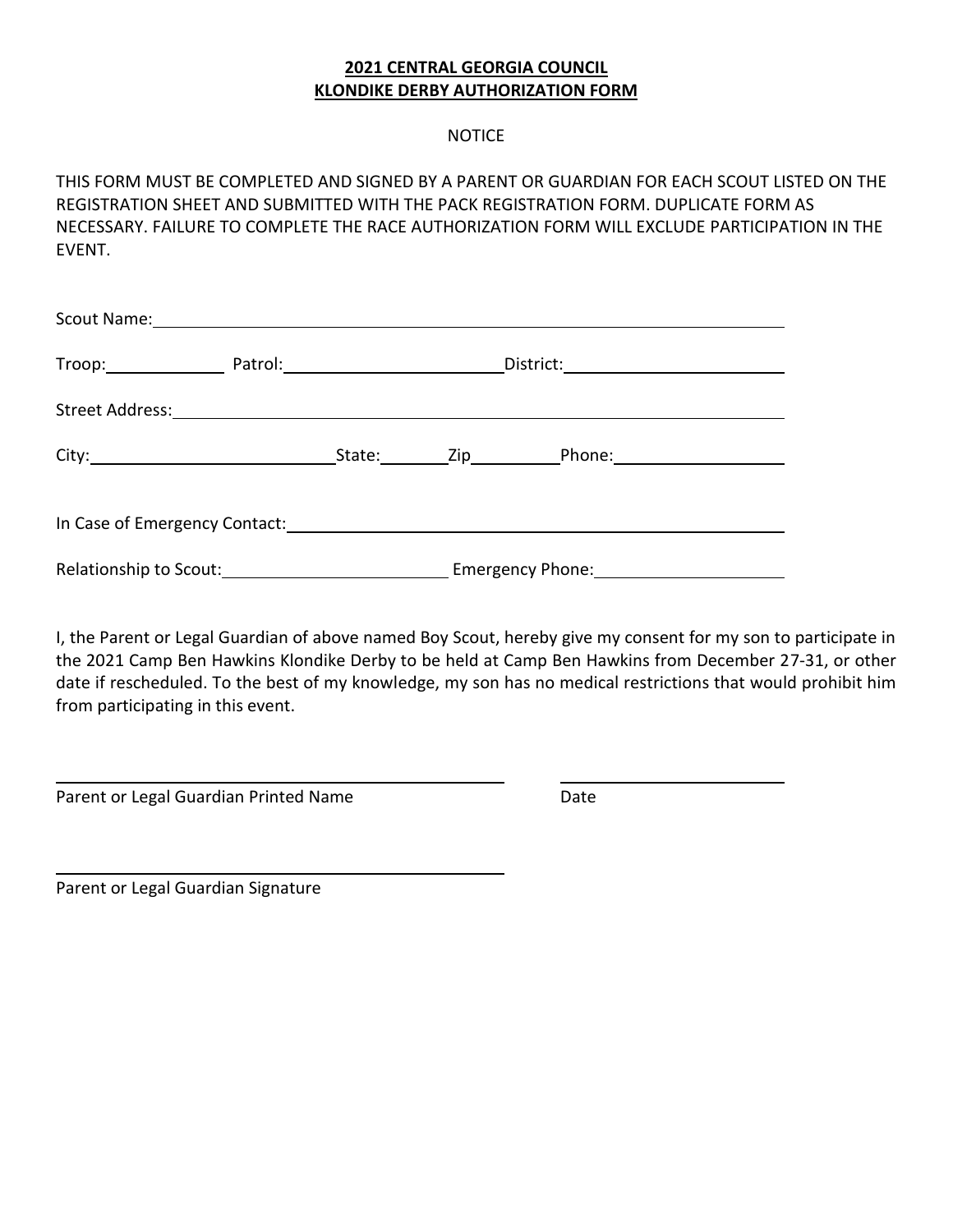**2021 CENTRAL GEORGIA COUNCIL**
**KLONDIKE DERBY AUTHORIZATION FORM**

NOTICE

THIS FORM MUST BE COMPLETED AND SIGNED BY A PARENT OR GUARDIAN FOR EACH SCOUT LISTED ON THE REGISTRATION SHEET AND SUBMITTED WITH THE PACK REGISTRATION FORM. DUPLICATE FORM AS NECESSARY. FAILURE TO COMPLETE THE RACE AUTHORIZATION FORM WILL EXCLUDE PARTICIPATION IN THE EVENT.

Scout Name: ______________________________________________

Troop: __________ Patrol: ____________________ District: ____________________

Street Address: ______________________________________________

City: ____________________ State: ______ Zip ________ Phone: ________________

In Case of Emergency Contact: ______________________________________________

Relationship to Scout: ____________________ Emergency Phone: ________________

I, the Parent or Legal Guardian of above named Boy Scout, hereby give my consent for my son to participate in the 2021 Camp Ben Hawkins Klondike Derby to be held at Camp Ben Hawkins from December 27-31, or other date if rescheduled. To the best of my knowledge, my son has no medical restrictions that would prohibit him from participating in this event.

________________________________________ ____________________
Parent or Legal Guardian Printed Name Date

________________________________________
Parent or Legal Guardian Signature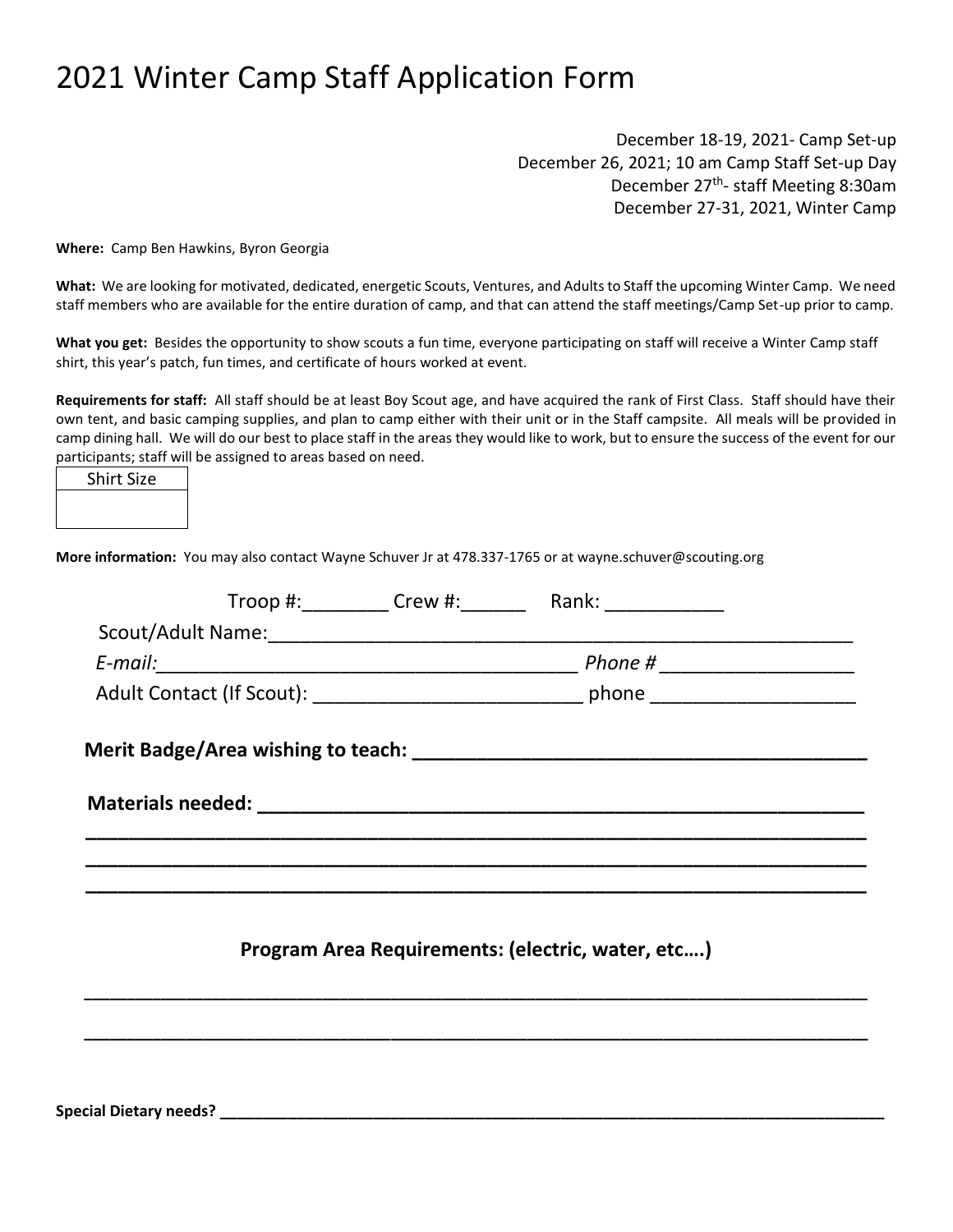# 2021 Winter Camp Staff Application Form

December 18-19, 2021- Camp Set-up
December 26, 2021; 10 am Camp Staff Set-up Day
December 27th- staff Meeting 8:30am
December 27-31, 2021, Winter Camp

**Where:** Camp Ben Hawkins, Byron Georgia

**What:** We are looking for motivated, dedicated, energetic Scouts, Ventures, and Adults to Staff the upcoming Winter Camp. We need staff members who are available for the entire duration of camp, and that can attend the staff meetings/Camp Set-up prior to camp.

**What you get:** Besides the opportunity to show scouts a fun time, everyone participating on staff will receive a Winter Camp staff shirt, this year's patch, fun times, and certificate of hours worked at event.

**Requirements for staff:** All staff should be at least Boy Scout age, and have acquired the rank of First Class. Staff should have their own tent, and basic camping supplies, and plan to camp either with their unit or in the Staff campsite. All meals will be provided in camp dining hall. We will do our best to place staff in the areas they would like to work, but to ensure the success of the event for our participants; staff will be assigned to areas based on need.

| Shirt Size |
|---|
| |

**More information:** You may also contact Wayne Schuver Jr at 478.337-1765 or at wayne.schuver@scouting.org

Troop #:________ Crew #:______ Rank: ___________

Scout/Adult Name:_______________________________________________________

*E-mail:*______________________________________ *Phone #* __________________

Adult Contact (If Scout): _________________________ phone ___________________

**Merit Badge/Area wishing to teach: __________________________________________**

**Materials needed: ______________________________________________________**

**__________________________________________________________________________**

**__________________________________________________________________________**

**__________________________________________________________________________**

**Program Area Requirements: (electric, water, etc….)**

**__________________________________________________________________________**

**__________________________________________________________________________**

**Special Dietary needs? ___________________________________________________________**